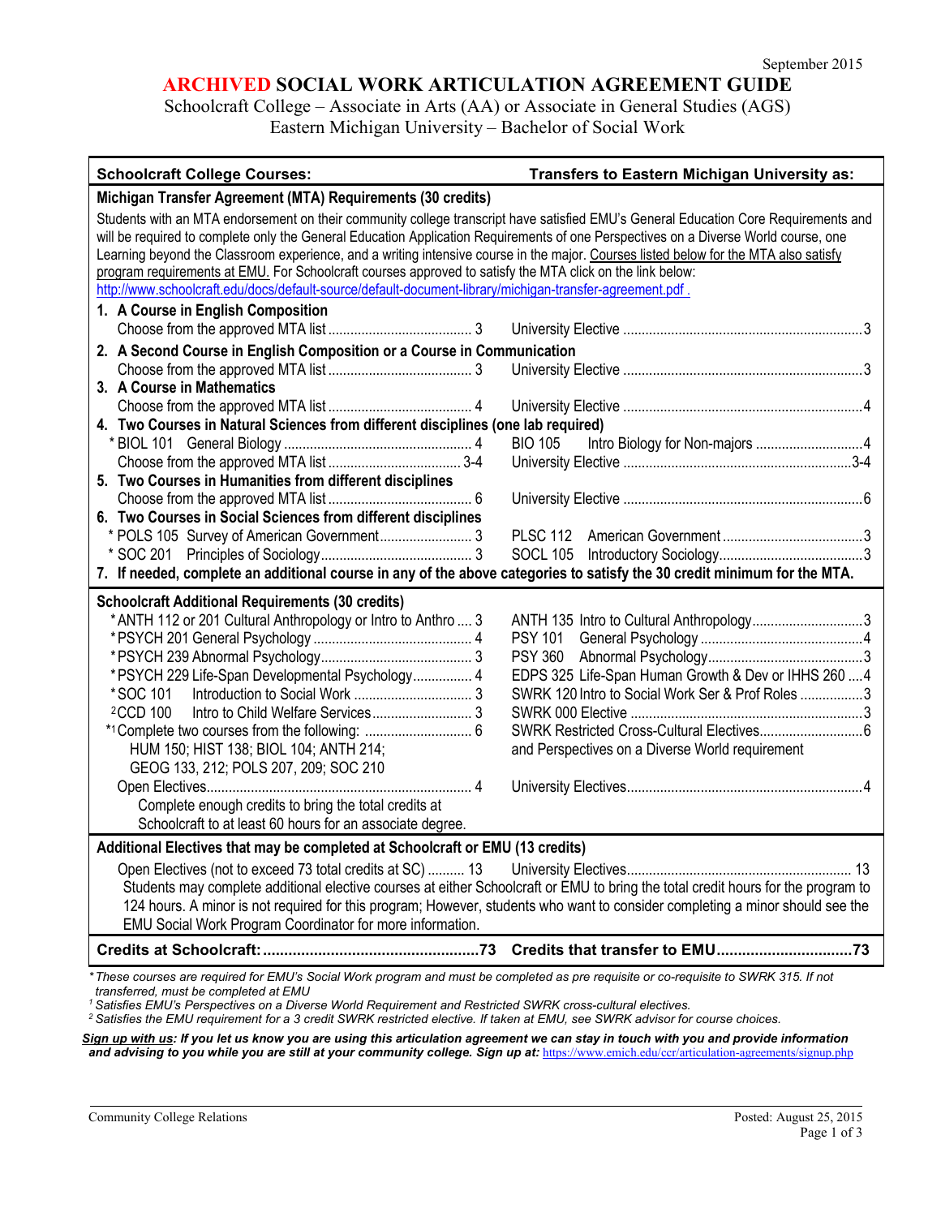September 2015

# ARCHIVED SOCIAL WORK ARTICULATION AGREEMENT GUIDE

Schoolcraft College – Associate in Arts (AA) or Associate in General Studies (AGS)
Eastern Michigan University – Bachelor of Social Work

| Schoolcraft College Courses: | | Transfers to Eastern Michigan University as: | |
|---|---|---|---|
| **Michigan Transfer Agreement (MTA) Requirements (30 credits)** | | | |
| Students with an MTA endorsement on their community college transcript have satisfied EMU's General Education Core Requirements and will be required to complete only the General Education Application Requirements of one Perspectives on a Diverse World course, one Learning beyond the Classroom experience, and a writing intensive course in the major. <u>Courses listed below for the MTA also satisfy program requirements at EMU.</u> For Schoolcraft courses approved to satisfy the MTA click on the link below: http://www.schoolcraft.edu/docs/default-source/default-document-library/michigan-transfer-agreement.pdf . | | | |
| **1. A Course in English Composition** | | | |
| Choose from the approved MTA list | 3 | University Elective | 3 |
| **2. A Second Course in English Composition or a Course in Communication** | | | |
| Choose from the approved MTA list | 3 | University Elective | 3 |
| **3. A Course in Mathematics** | | | |
| Choose from the approved MTA list | 4 | University Elective | 4 |
| **4. Two Courses in Natural Sciences from different disciplines (one lab required)** | | | |
| * BIOL 101 General Biology | 4 | BIO 105 Intro Biology for Non-majors | 4 |
| Choose from the approved MTA list | 3-4 | University Elective | 3-4 |
| **5. Two Courses in Humanities from different disciplines** | | | |
| Choose from the approved MTA list | 6 | University Elective | 6 |
| **6. Two Courses in Social Sciences from different disciplines** | | | |
| * POLS 105 Survey of American Government | 3 | PLSC 112 American Government | 3 |
| * SOC 201 Principles of Sociology | 3 | SOCL 105 Introductory Sociology | 3 |
| **7. If needed, complete an additional course in any of the above categories to satisfy the 30 credit minimum for the MTA.** | | | |
| **Schoolcraft Additional Requirements (30 credits)** | | | |
| * ANTH 112 or 201 Cultural Anthropology or Intro to Anthro | 3 | ANTH 135 Intro to Cultural Anthropology | 3 |
| * PSYCH 201 General Psychology | 4 | PSY 101 General Psychology | 4 |
| * PSYCH 239 Abnormal Psychology | 3 | PSY 360 Abnormal Psychology | 3 |
| * PSYCH 229 Life-Span Developmental Psychology | 4 | EDPS 325 Life-Span Human Growth & Dev or IHHS 260 | 4 |
| * SOC 101 Introduction to Social Work | 3 | SWRK 120 Intro to Social Work Ser & Prof Roles | 3 |
| [2]CCD 100 Intro to Child Welfare Services | 3 | SWRK 000 Elective | 3 |
| *[1]Complete two courses from the following: HUM 150; HIST 138; BIOL 104; ANTH 214; GEOG 133, 212; POLS 207, 209; SOC 210 | 6 | SWRK Restricted Cross-Cultural Electives and Perspectives on a Diverse World requirement | 6 |
| Open Electives — Complete enough credits to bring the total credits at Schoolcraft to at least 60 hours for an associate degree. | 4 | University Electives | 4 |
| **Additional Electives that may be completed at Schoolcraft or EMU (13 credits)** | | | |
| Open Electives (not to exceed 73 total credits at SC) | 13 | University Electives | 13 |
| Students may complete additional elective courses at either Schoolcraft or EMU to bring the total credit hours for the program to 124 hours. A minor is not required for this program; However, students who want to consider completing a minor should see the EMU Social Work Program Coordinator for more information. | | | |
| **Credits at Schoolcraft:** | **73** | **Credits that transfer to EMU** | **73** |

*\* These courses are required for EMU's Social Work program and must be completed as pre requisite or co-requisite to SWRK 315. If not transferred, must be completed at EMU*

*[1] Satisfies EMU's Perspectives on a Diverse World Requirement and Restricted SWRK cross-cultural electives.*

*[2] Satisfies the EMU requirement for a 3 credit SWRK restricted elective. If taken at EMU, see SWRK advisor for course choices.*

***<u>Sign up with us</u>: If you let us know you are using this articulation agreement we can stay in touch with you and provide information and advising to you while you are still at your community college. Sign up at:*** https://www.emich.edu/ccr/articulation-agreements/signup.php

Community College Relations — Posted: August 25, 2015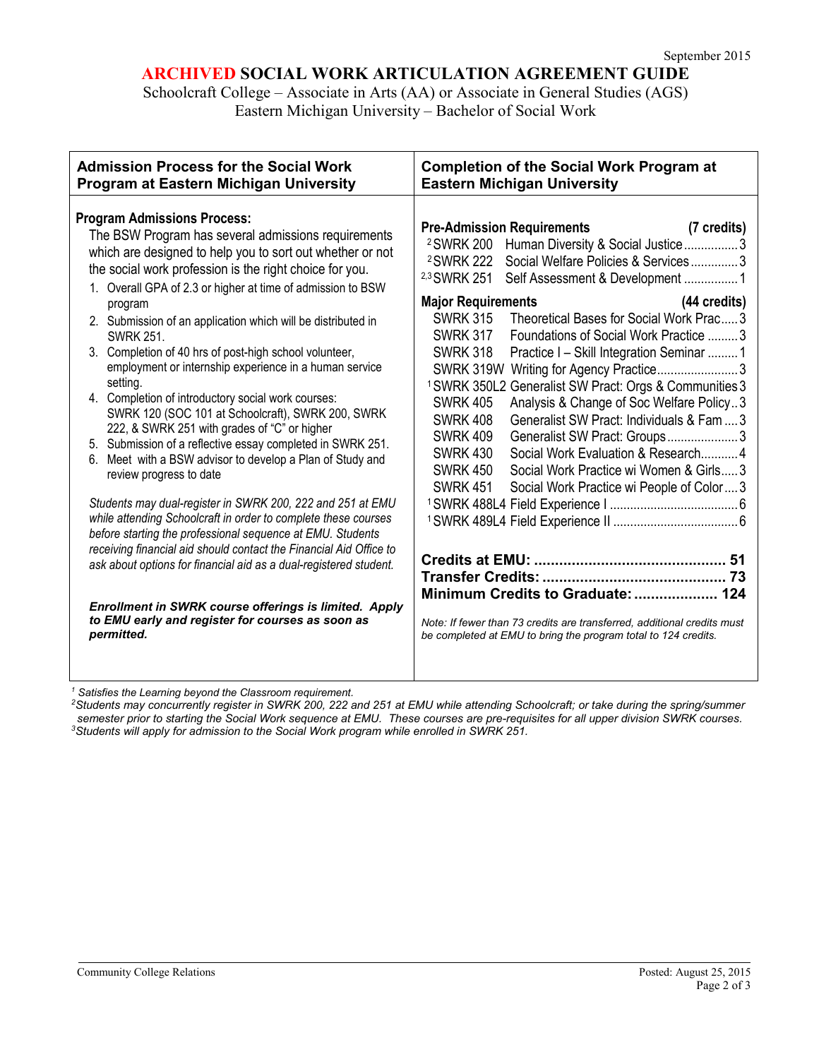September 2015

# ARCHIVED SOCIAL WORK ARTICULATION AGREEMENT GUIDE

Schoolcraft College – Associate in Arts (AA) or Associate in General Studies (AGS)
Eastern Michigan University – Bachelor of Social Work

## Admission Process for the Social Work Program at Eastern Michigan University

**Program Admissions Process:**

The BSW Program has several admissions requirements which are designed to help you to sort out whether or not the social work profession is the right choice for you.

1. Overall GPA of 2.3 or higher at time of admission to BSW program
2. Submission of an application which will be distributed in SWRK 251.
3. Completion of 40 hrs of post-high school volunteer, employment or internship experience in a human service setting.
4. Completion of introductory social work courses: SWRK 120 (SOC 101 at Schoolcraft), SWRK 200, SWRK 222, & SWRK 251 with grades of "C" or higher
5. Submission of a reflective essay completed in SWRK 251.
6. Meet with a BSW advisor to develop a Plan of Study and review progress to date

*Students may dual-register in SWRK 200, 222 and 251 at EMU while attending Schoolcraft in order to complete these courses before starting the professional sequence at EMU. Students receiving financial aid should contact the Financial Aid Office to ask about options for financial aid as a dual-registered student.*

***Enrollment in SWRK course offerings is limited. Apply to EMU early and register for courses as soon as permitted.***

## Completion of the Social Work Program at Eastern Michigan University

**Pre-Admission Requirements (7 credits)**

| Course | Title | Credits |
|---|---|---|
| [2] SWRK 200 | Human Diversity & Social Justice | 3 |
| [2] SWRK 222 | Social Welfare Policies & Services | 3 |
| [2,3] SWRK 251 | Self Assessment & Development | 1 |

**Major Requirements (44 credits)**

| Course | Title | Credits |
|---|---|---|
| SWRK 315 | Theoretical Bases for Social Work Prac | 3 |
| SWRK 317 | Foundations of Social Work Practice | 3 |
| SWRK 318 | Practice I – Skill Integration Seminar | 1 |
| SWRK 319W | Writing for Agency Practice | 3 |
| [1] SWRK 350L2 | Generalist SW Pract: Orgs & Communities | 3 |
| SWRK 405 | Analysis & Change of Soc Welfare Policy | 3 |
| SWRK 408 | Generalist SW Pract: Individuals & Fam | 3 |
| SWRK 409 | Generalist SW Pract: Groups | 3 |
| SWRK 430 | Social Work Evaluation & Research | 4 |
| SWRK 450 | Social Work Practice wi Women & Girls | 3 |
| SWRK 451 | Social Work Practice wi People of Color | 3 |
| [1] SWRK 488L4 | Field Experience I | 6 |
| [1] SWRK 489L4 | Field Experience II | 6 |

**Credits at EMU: 51**
**Transfer Credits: 73**
**Minimum Credits to Graduate: 124**

*Note: If fewer than 73 credits are transferred, additional credits must be completed at EMU to bring the program total to 124 credits.*

---

[1] *Satisfies the Learning beyond the Classroom requirement.*
[2] *Students may concurrently register in SWRK 200, 222 and 251 at EMU while attending Schoolcraft; or take during the spring/summer semester prior to starting the Social Work sequence at EMU. These courses are pre-requisites for all upper division SWRK courses.*
[3] *Students will apply for admission to the Social Work program while enrolled in SWRK 251.*

Community College Relations — Posted: August 25, 2015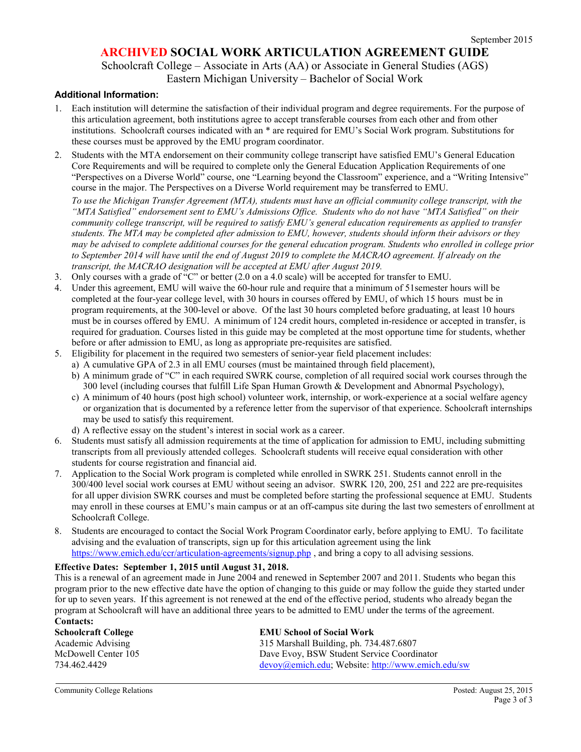September 2015

# ARCHIVED SOCIAL WORK ARTICULATION AGREEMENT GUIDE

Schoolcraft College – Associate in Arts (AA) or Associate in General Studies (AGS)
Eastern Michigan University – Bachelor of Social Work

### Additional Information:

1. Each institution will determine the satisfaction of their individual program and degree requirements. For the purpose of this articulation agreement, both institutions agree to accept transferable courses from each other and from other institutions. Schoolcraft courses indicated with an * are required for EMU's Social Work program. Substitutions for these courses must be approved by the EMU program coordinator.
2. Students with the MTA endorsement on their community college transcript have satisfied EMU's General Education Core Requirements and will be required to complete only the General Education Application Requirements of one "Perspectives on a Diverse World" course, one "Learning beyond the Classroom" experience, and a "Writing Intensive" course in the major. The Perspectives on a Diverse World requirement may be transferred to EMU.

   *To use the Michigan Transfer Agreement (MTA), students must have an official community college transcript, with the "MTA Satisfied" endorsement sent to EMU's Admissions Office. Students who do not have "MTA Satisfied" on their community college transcript, will be required to satisfy EMU's general education requirements as applied to transfer students. The MTA may be completed after admission to EMU, however, students should inform their advisors or they may be advised to complete additional courses for the general education program. Students who enrolled in college prior to September 2014 will have until the end of August 2019 to complete the MACRAO agreement. If already on the transcript, the MACRAO designation will be accepted at EMU after August 2019.*
3. Only courses with a grade of "C" or better (2.0 on a 4.0 scale) will be accepted for transfer to EMU.
4. Under this agreement, EMU will waive the 60-hour rule and require that a minimum of 51semester hours will be completed at the four-year college level, with 30 hours in courses offered by EMU, of which 15 hours must be in program requirements, at the 300-level or above. Of the last 30 hours completed before graduating, at least 10 hours must be in courses offered by EMU. A minimum of 124 credit hours, completed in-residence or accepted in transfer, is required for graduation. Courses listed in this guide may be completed at the most opportune time for students, whether before or after admission to EMU, as long as appropriate pre-requisites are satisfied.
5. Eligibility for placement in the required two semesters of senior-year field placement includes:
   a) A cumulative GPA of 2.3 in all EMU courses (must be maintained through field placement),
   b) A minimum grade of "C" in each required SWRK course, completion of all required social work courses through the 300 level (including courses that fulfill Life Span Human Growth & Development and Abnormal Psychology),
   c) A minimum of 40 hours (post high school) volunteer work, internship, or work-experience at a social welfare agency or organization that is documented by a reference letter from the supervisor of that experience. Schoolcraft internships may be used to satisfy this requirement.
   d) A reflective essay on the student's interest in social work as a career.
6. Students must satisfy all admission requirements at the time of application for admission to EMU, including submitting transcripts from all previously attended colleges. Schoolcraft students will receive equal consideration with other students for course registration and financial aid.
7. Application to the Social Work program is completed while enrolled in SWRK 251. Students cannot enroll in the 300/400 level social work courses at EMU without seeing an advisor. SWRK 120, 200, 251 and 222 are pre-requisites for all upper division SWRK courses and must be completed before starting the professional sequence at EMU. Students may enroll in these courses at EMU's main campus or at an off-campus site during the last two semesters of enrollment at Schoolcraft College.
8. Students are encouraged to contact the Social Work Program Coordinator early, before applying to EMU. To facilitate advising and the evaluation of transcripts, sign up for this articulation agreement using the link https://www.emich.edu/ccr/articulation-agreements/signup.php , and bring a copy to all advising sessions.

**Effective Dates: September 1, 2015 until August 31, 2018.**

This is a renewal of an agreement made in June 2004 and renewed in September 2007 and 2011. Students who began this program prior to the new effective date have the option of changing to this guide or may follow the guide they started under for up to seven years. If this agreement is not renewed at the end of the effective period, students who already began the program at Schoolcraft will have an additional three years to be admitted to EMU under the terms of the agreement.

**Contacts:**

**Schoolcraft College**
Academic Advising
McDowell Center 105
734.462.4429

**EMU School of Social Work**
315 Marshall Building, ph. 734.487.6807
Dave Evoy, BSW Student Service Coordinator
devoy@emich.edu; Website: http://www.emich.edu/sw

Community College Relations

Posted: August 25, 2015